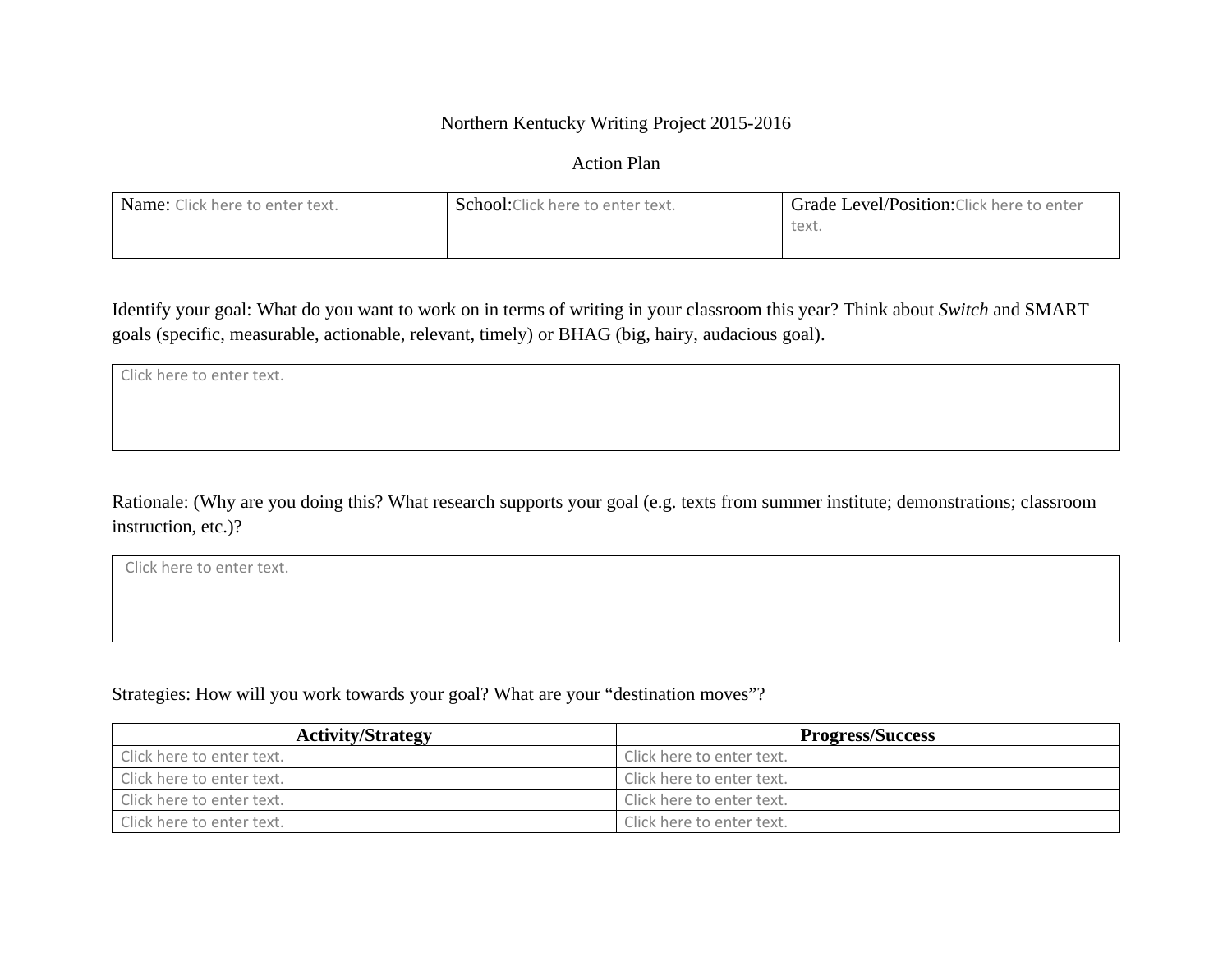Northern Kentucky Writing Project 2015-2016

Action Plan

| Name: Click here to enter text. | School:Click here to enter text. | Grade Level/Position:Click here to enter text. |
|---|---|---|

Identify your goal: What do you want to work on in terms of writing in your classroom this year? Think about *Switch* and SMART goals (specific, measurable, actionable, relevant, timely) or BHAG (big, hairy, audacious goal).

| Click here to enter text. |
|---|

Rationale: (Why are you doing this? What research supports your goal (e.g. texts from summer institute; demonstrations; classroom instruction, etc.)?

| Click here to enter text. |
|---|

Strategies: How will you work towards your goal? What are your "destination moves"?

| **Activity/Strategy** | **Progress/Success** |
|---|---|
| Click here to enter text. | Click here to enter text. |
| Click here to enter text. | Click here to enter text. |
| Click here to enter text. | Click here to enter text. |
| Click here to enter text. | Click here to enter text. |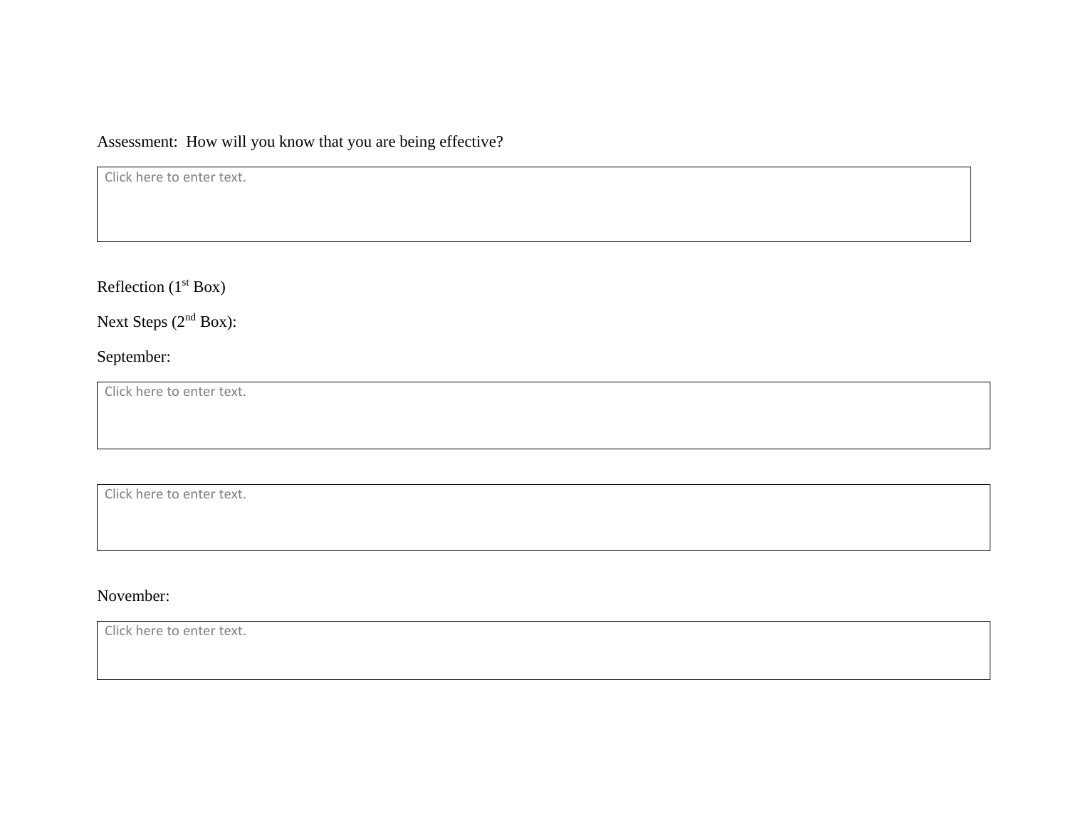Assessment: How will you know that you are being effective?

| Click here to enter text. |
|---|

Reflection (1st Box)

Next Steps (2nd Box):

September:

| Click here to enter text. |
|---|

| Click here to enter text. |
|---|

November:

| Click here to enter text. |
|---|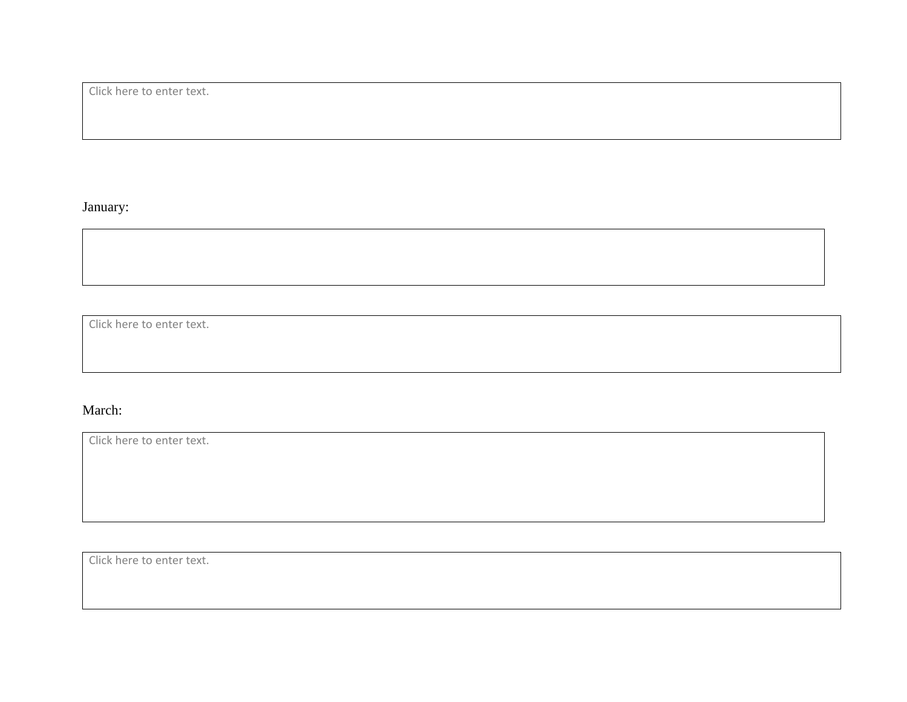Click here to enter text.

January:

Click here to enter text.

March:

Click here to enter text.

Click here to enter text.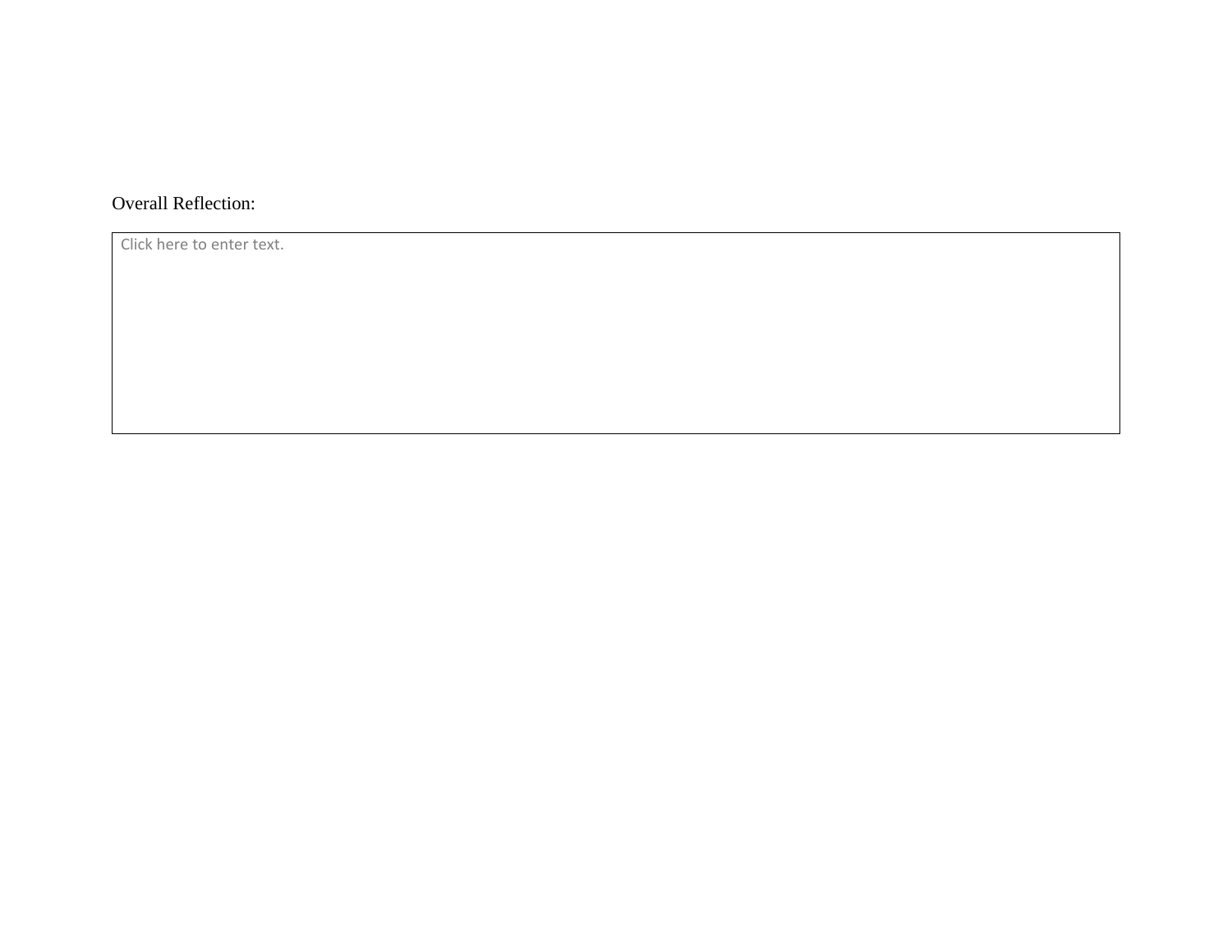Overall Reflection:

| |
|---|
| Click here to enter text. |